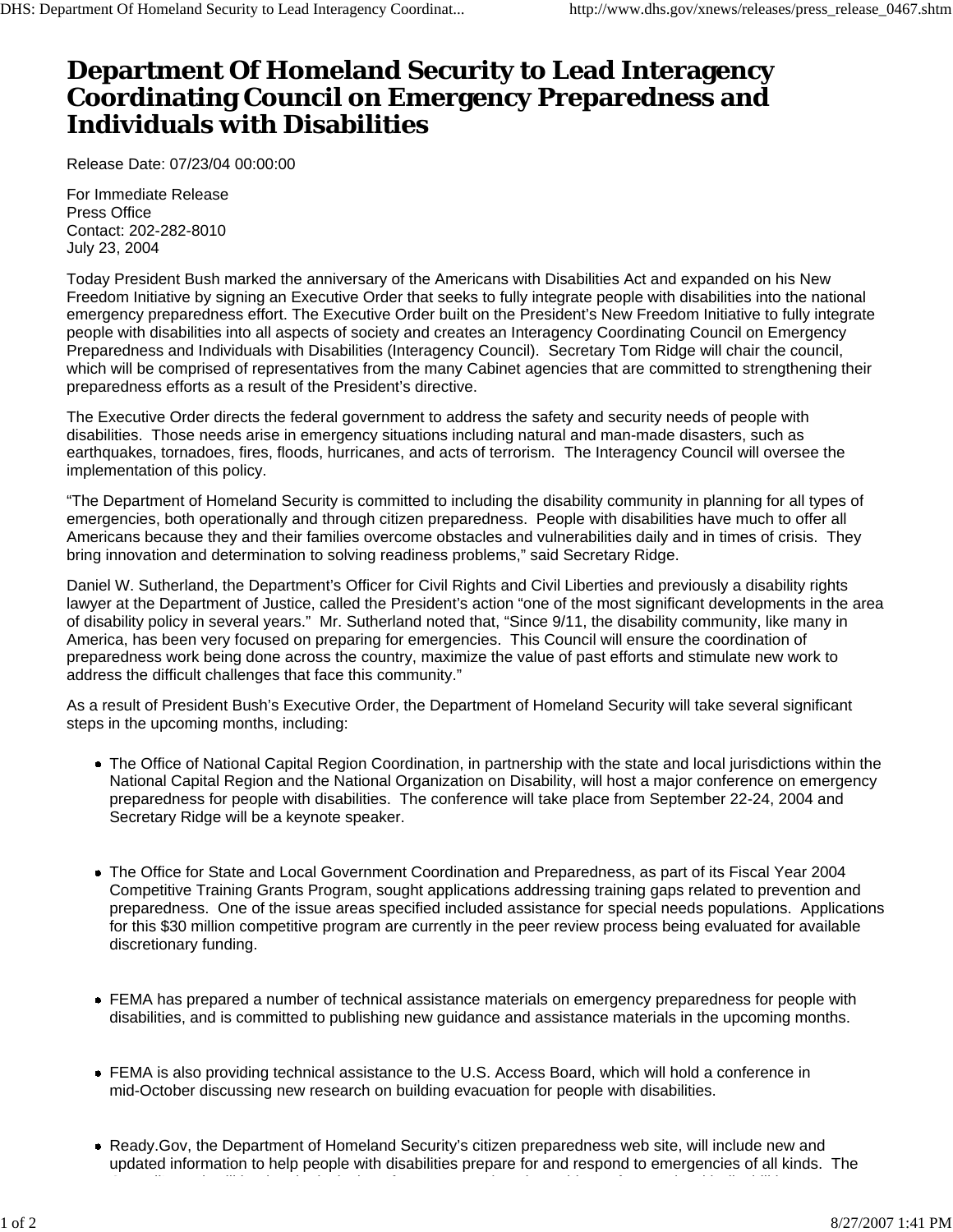# Department Of Homeland Security to Lead Interagency Coordinating Council on Emergency Preparedness and Individuals with Disabilities

Release Date: 07/23/04 00:00:00

For Immediate Release
Press Office
Contact: 202-282-8010
July 23, 2004

Today President Bush marked the anniversary of the Americans with Disabilities Act and expanded on his New Freedom Initiative by signing an Executive Order that seeks to fully integrate people with disabilities into the national emergency preparedness effort. The Executive Order built on the President's New Freedom Initiative to fully integrate people with disabilities into all aspects of society and creates an Interagency Coordinating Council on Emergency Preparedness and Individuals with Disabilities (Interagency Council). Secretary Tom Ridge will chair the council, which will be comprised of representatives from the many Cabinet agencies that are committed to strengthening their preparedness efforts as a result of the President's directive.

The Executive Order directs the federal government to address the safety and security needs of people with disabilities. Those needs arise in emergency situations including natural and man-made disasters, such as earthquakes, tornadoes, fires, floods, hurricanes, and acts of terrorism. The Interagency Council will oversee the implementation of this policy.

"The Department of Homeland Security is committed to including the disability community in planning for all types of emergencies, both operationally and through citizen preparedness. People with disabilities have much to offer all Americans because they and their families overcome obstacles and vulnerabilities daily and in times of crisis. They bring innovation and determination to solving readiness problems," said Secretary Ridge.

Daniel W. Sutherland, the Department's Officer for Civil Rights and Civil Liberties and previously a disability rights lawyer at the Department of Justice, called the President's action "one of the most significant developments in the area of disability policy in several years." Mr. Sutherland noted that, "Since 9/11, the disability community, like many in America, has been very focused on preparing for emergencies. This Council will ensure the coordination of preparedness work being done across the country, maximize the value of past efforts and stimulate new work to address the difficult challenges that face this community."

As a result of President Bush's Executive Order, the Department of Homeland Security will take several significant steps in the upcoming months, including:

- The Office of National Capital Region Coordination, in partnership with the state and local jurisdictions within the National Capital Region and the National Organization on Disability, will host a major conference on emergency preparedness for people with disabilities. The conference will take place from September 22-24, 2004 and Secretary Ridge will be a keynote speaker.
- The Office for State and Local Government Coordination and Preparedness, as part of its Fiscal Year 2004 Competitive Training Grants Program, sought applications addressing training gaps related to prevention and preparedness. One of the issue areas specified included assistance for special needs populations. Applications for this $30 million competitive program are currently in the peer review process being evaluated for available discretionary funding.
- FEMA has prepared a number of technical assistance materials on emergency preparedness for people with disabilities, and is committed to publishing new guidance and assistance materials in the upcoming months.
- FEMA is also providing technical assistance to the U.S. Access Board, which will hold a conference in mid-October discussing new research on building evacuation for people with disabilities.
- Ready.Gov, the Department of Homeland Security's citizen preparedness web site, will include new and updated information to help people with disabilities prepare for and respond to emergencies of all kinds. The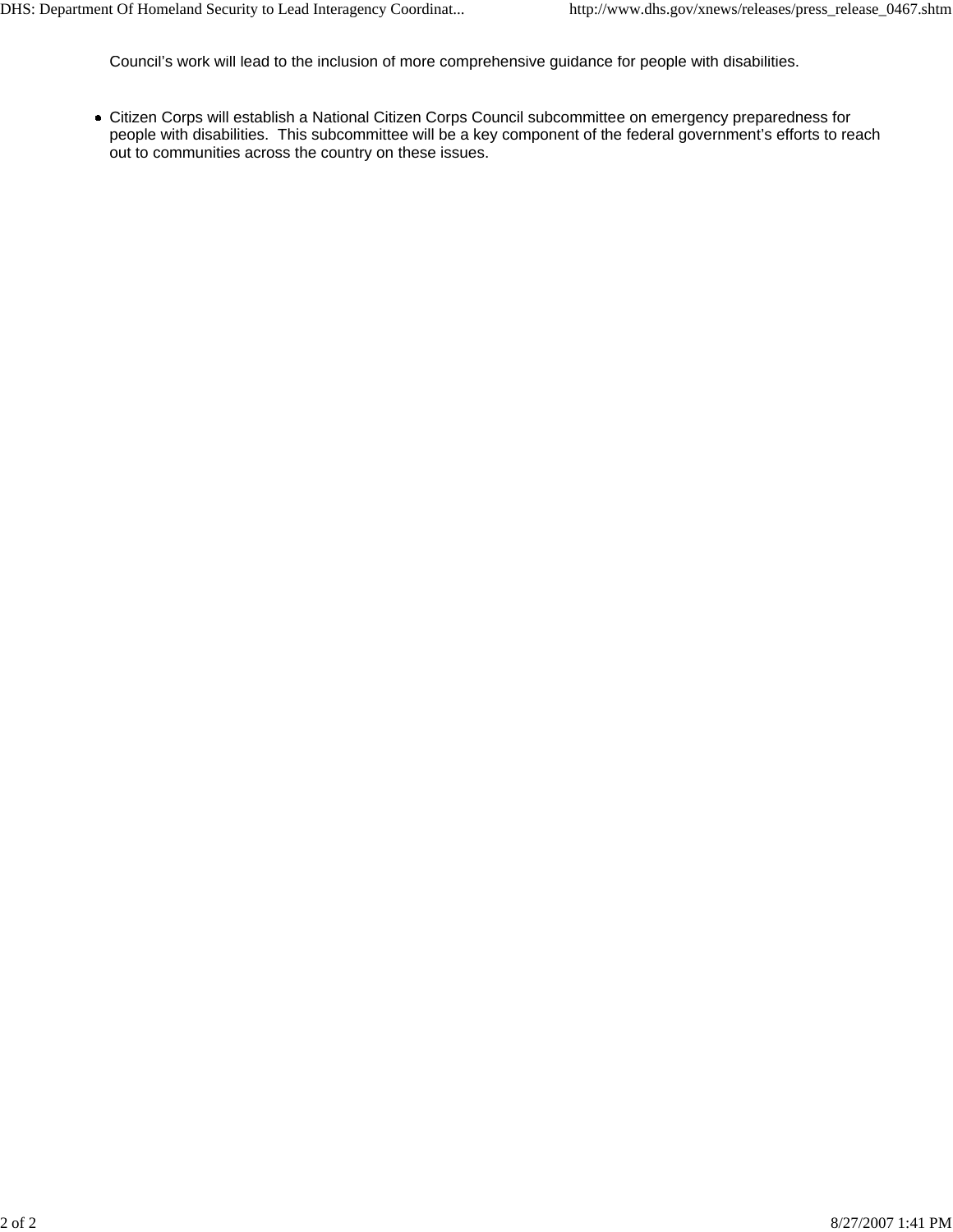Council’s work will lead to the inclusion of more comprehensive guidance for people with disabilities.

- Citizen Corps will establish a National Citizen Corps Council subcommittee on emergency preparedness for people with disabilities. This subcommittee will be a key component of the federal government’s efforts to reach out to communities across the country on these issues.